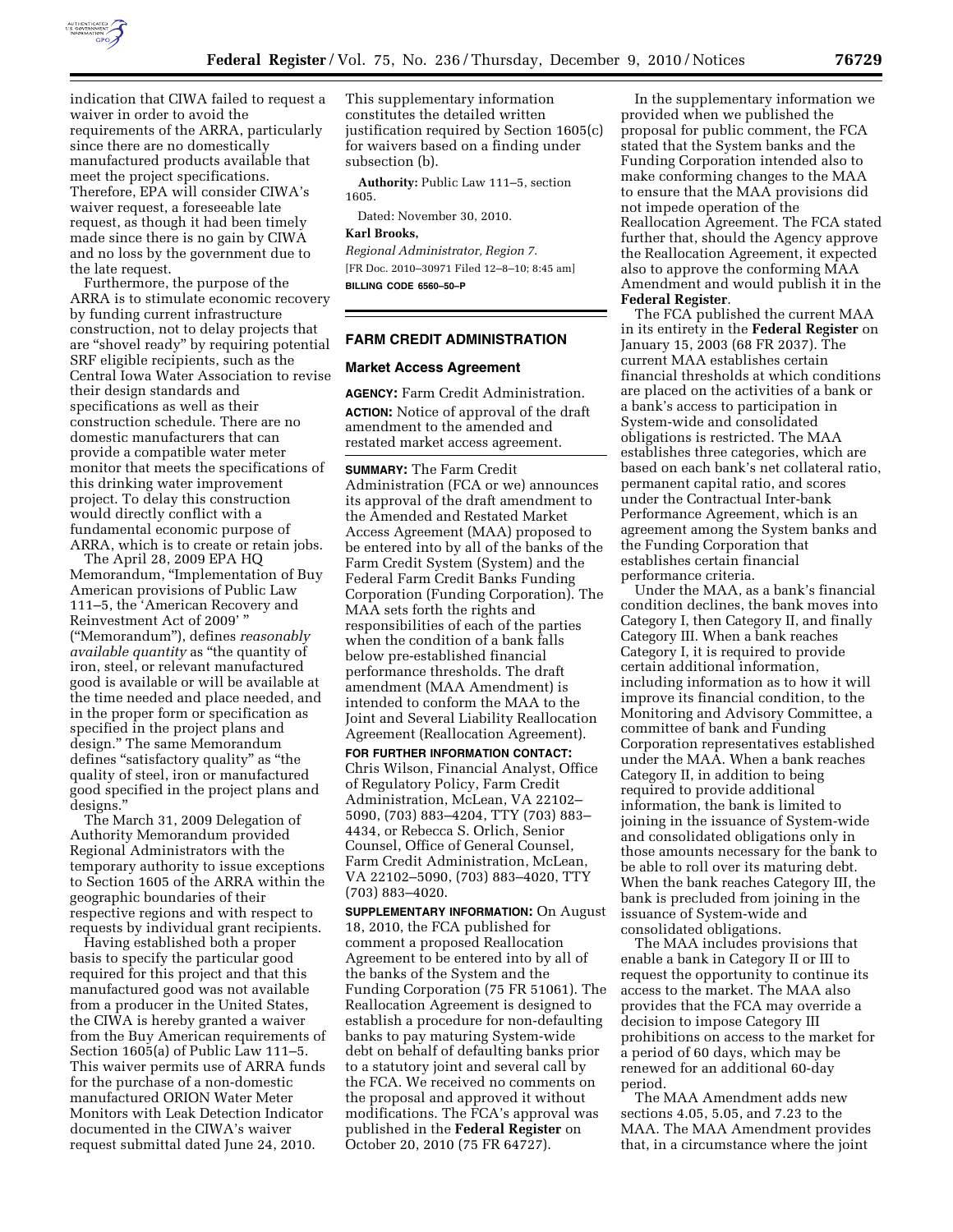indication that CIWA failed to request a waiver in order to avoid the requirements of the ARRA, particularly since there are no domestically manufactured products available that meet the project specifications. Therefore, EPA will consider CIWA's waiver request, a foreseeable late request, as though it had been timely made since there is no gain by CIWA and no loss by the government due to the late request.

Furthermore, the purpose of the ARRA is to stimulate economic recovery by funding current infrastructure construction, not to delay projects that are "shovel ready" by requiring potential SRF eligible recipients, such as the Central Iowa Water Association to revise their design standards and specifications as well as their construction schedule. There are no domestic manufacturers that can provide a compatible water meter monitor that meets the specifications of this drinking water improvement project. To delay this construction would directly conflict with a fundamental economic purpose of ARRA, which is to create or retain jobs.

The April 28, 2009 EPA HQ Memorandum, "Implementation of Buy American provisions of Public Law 111–5, the 'American Recovery and Reinvestment Act of 2009' " ("Memorandum"), defines *reasonably available quantity* as "the quantity of iron, steel, or relevant manufactured good is available or will be available at the time needed and place needed, and in the proper form or specification as specified in the project plans and design." The same Memorandum defines "satisfactory quality" as "the quality of steel, iron or manufactured good specified in the project plans and designs."

The March 31, 2009 Delegation of Authority Memorandum provided Regional Administrators with the temporary authority to issue exceptions to Section 1605 of the ARRA within the geographic boundaries of their respective regions and with respect to requests by individual grant recipients.

Having established both a proper basis to specify the particular good required for this project and that this manufactured good was not available from a producer in the United States, the CIWA is hereby granted a waiver from the Buy American requirements of Section 1605(a) of Public Law 111–5. This waiver permits use of ARRA funds for the purchase of a non-domestic manufactured ORION Water Meter Monitors with Leak Detection Indicator documented in the CIWA's waiver request submittal dated June 24, 2010. This supplementary information constitutes the detailed written justification required by Section 1605(c) for waivers based on a finding under subsection (b).

**Authority:** Public Law 111–5, section 1605.

Dated: November 30, 2010.

**Karl Brooks,**

*Regional Administrator, Region 7.*

[FR Doc. 2010–30971 Filed 12–8–10; 8:45 am]

**BILLING CODE 6560–50–P**

## FARM CREDIT ADMINISTRATION

### Market Access Agreement

**AGENCY:** Farm Credit Administration.

**ACTION:** Notice of approval of the draft amendment to the amended and restated market access agreement.

**SUMMARY:** The Farm Credit Administration (FCA or we) announces its approval of the draft amendment to the Amended and Restated Market Access Agreement (MAA) proposed to be entered into by all of the banks of the Farm Credit System (System) and the Federal Farm Credit Banks Funding Corporation (Funding Corporation). The MAA sets forth the rights and responsibilities of each of the parties when the condition of a bank falls below pre-established financial performance thresholds. The draft amendment (MAA Amendment) is intended to conform the MAA to the Joint and Several Liability Reallocation Agreement (Reallocation Agreement).

**FOR FURTHER INFORMATION CONTACT:** Chris Wilson, Financial Analyst, Office of Regulatory Policy, Farm Credit Administration, McLean, VA 22102–5090, (703) 883–4204, TTY (703) 883–4434, or Rebecca S. Orlich, Senior Counsel, Office of General Counsel, Farm Credit Administration, McLean, VA 22102–5090, (703) 883–4020, TTY (703) 883–4020.

**SUPPLEMENTARY INFORMATION:** On August 18, 2010, the FCA published for comment a proposed Reallocation Agreement to be entered into by all of the banks of the System and the Funding Corporation (75 FR 51061). The Reallocation Agreement is designed to establish a procedure for non-defaulting banks to pay maturing System-wide debt on behalf of defaulting banks prior to a statutory joint and several call by the FCA. We received no comments on the proposal and approved it without modifications. The FCA's approval was published in the **Federal Register** on October 20, 2010 (75 FR 64727).

In the supplementary information we provided when we published the proposal for public comment, the FCA stated that the System banks and the Funding Corporation intended also to make conforming changes to the MAA to ensure that the MAA provisions did not impede operation of the Reallocation Agreement. The FCA stated further that, should the Agency approve the Reallocation Agreement, it expected also to approve the conforming MAA Amendment and would publish it in the **Federal Register**.

The FCA published the current MAA in its entirety in the **Federal Register** on January 15, 2003 (68 FR 2037). The current MAA establishes certain financial thresholds at which conditions are placed on the activities of a bank or a bank's access to participation in System-wide and consolidated obligations is restricted. The MAA establishes three categories, which are based on each bank's net collateral ratio, permanent capital ratio, and scores under the Contractual Inter-bank Performance Agreement, which is an agreement among the System banks and the Funding Corporation that establishes certain financial performance criteria.

Under the MAA, as a bank's financial condition declines, the bank moves into Category I, then Category II, and finally Category III. When a bank reaches Category I, it is required to provide certain additional information, including information as to how it will improve its financial condition, to the Monitoring and Advisory Committee, a committee of bank and Funding Corporation representatives established under the MAA. When a bank reaches Category II, in addition to being required to provide additional information, the bank is limited to joining in the issuance of System-wide and consolidated obligations only in those amounts necessary for the bank to be able to roll over its maturing debt. When the bank reaches Category III, the bank is precluded from joining in the issuance of System-wide and consolidated obligations.

The MAA includes provisions that enable a bank in Category II or III to request the opportunity to continue its access to the market. The MAA also provides that the FCA may override a decision to impose Category III prohibitions on access to the market for a period of 60 days, which may be renewed for an additional 60-day period.

The MAA Amendment adds new sections 4.05, 5.05, and 7.23 to the MAA. The MAA Amendment provides that, in a circumstance where the joint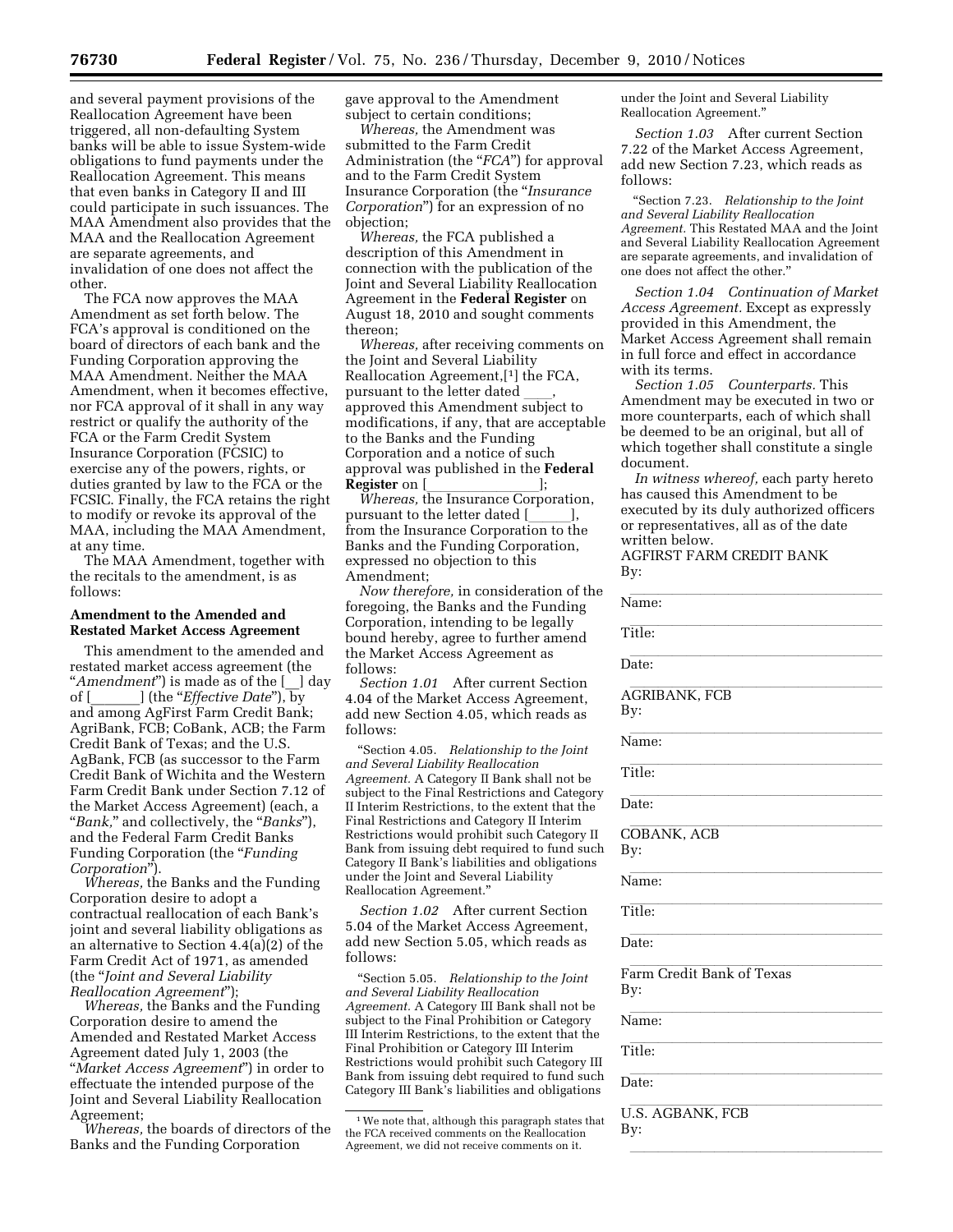and several payment provisions of the Reallocation Agreement have been triggered, all non-defaulting System banks will be able to issue System-wide obligations to fund payments under the Reallocation Agreement. This means that even banks in Category II and III could participate in such issuances. The MAA Amendment also provides that the MAA and the Reallocation Agreement are separate agreements, and invalidation of one does not affect the other.

The FCA now approves the MAA Amendment as set forth below. The FCA's approval is conditioned on the board of directors of each bank and the Funding Corporation approving the MAA Amendment. Neither the MAA Amendment, when it becomes effective, nor FCA approval of it shall in any way restrict or qualify the authority of the FCA or the Farm Credit System Insurance Corporation (FCSIC) to exercise any of the powers, rights, or duties granted by law to the FCA or the FCSIC. Finally, the FCA retains the right to modify or revoke its approval of the MAA, including the MAA Amendment, at any time.

The MAA Amendment, together with the recitals to the amendment, is as follows:

### Amendment to the Amended and Restated Market Access Agreement

This amendment to the amended and restated market access agreement (the "*Amendment*") is made as of the [__] day of [_______] (the "*Effective Date*"), by and among AgFirst Farm Credit Bank; AgriBank, FCB; CoBank, ACB; the Farm Credit Bank of Texas; and the U.S. AgBank, FCB (as successor to the Farm Credit Bank of Wichita and the Western Farm Credit Bank under Section 7.12 of the Market Access Agreement) (each, a "*Bank*," and collectively, the "*Banks*"), and the Federal Farm Credit Banks Funding Corporation (the "*Funding Corporation*").

*Whereas,* the Banks and the Funding Corporation desire to adopt a contractual reallocation of each Bank's joint and several liability obligations as an alternative to Section 4.4(a)(2) of the Farm Credit Act of 1971, as amended (the "*Joint and Several Liability Reallocation Agreement*");

*Whereas,* the Banks and the Funding Corporation desire to amend the Amended and Restated Market Access Agreement dated July 1, 2003 (the "*Market Access Agreement*") in order to effectuate the intended purpose of the Joint and Several Liability Reallocation Agreement;

*Whereas,* the boards of directors of the Banks and the Funding Corporation gave approval to the Amendment subject to certain conditions;

*Whereas,* the Amendment was submitted to the Farm Credit Administration (the "*FCA*") for approval and to the Farm Credit System Insurance Corporation (the "*Insurance Corporation*") for an expression of no objection;

*Whereas,* the FCA published a description of this Amendment in connection with the publication of the Joint and Several Liability Reallocation Agreement in the **Federal Register** on August 18, 2010 and sought comments thereon;

*Whereas,* after receiving comments on the Joint and Several Liability Reallocation Agreement,[1] the FCA, pursuant to the letter dated ____, approved this Amendment subject to modifications, if any, that are acceptable to the Banks and the Funding Corporation and a notice of such approval was published in the **Federal Register** on [________________];

*Whereas,* the Insurance Corporation, pursuant to the letter dated [______], from the Insurance Corporation to the Banks and the Funding Corporation, expressed no objection to this Amendment;

*Now therefore,* in consideration of the foregoing, the Banks and the Funding Corporation, intending to be legally bound hereby, agree to further amend the Market Access Agreement as follows:

*Section 1.01* After current Section 4.04 of the Market Access Agreement, add new Section 4.05, which reads as follows:

"Section 4.05. *Relationship to the Joint and Several Liability Reallocation Agreement.* A Category II Bank shall not be subject to the Final Restrictions and Category II Interim Restrictions, to the extent that the Final Restrictions and Category II Interim Restrictions would prohibit such Category II Bank from issuing debt required to fund such Category II Bank's liabilities and obligations under the Joint and Several Liability Reallocation Agreement."

*Section 1.02* After current Section 5.04 of the Market Access Agreement, add new Section 5.05, which reads as follows:

"Section 5.05. *Relationship to the Joint and Several Liability Reallocation Agreement.* A Category III Bank shall not be subject to the Final Prohibition or Category III Interim Restrictions, to the extent that the Final Prohibition or Category III Interim Restrictions would prohibit such Category III Bank from issuing debt required to fund such Category III Bank's liabilities and obligations under the Joint and Several Liability Reallocation Agreement."

*Section 1.03* After current Section 7.22 of the Market Access Agreement, add new Section 7.23, which reads as follows:

"Section 7.23. *Relationship to the Joint and Several Liability Reallocation Agreement.* This Restated MAA and the Joint and Several Liability Reallocation Agreement are separate agreements, and invalidation of one does not affect the other."

*Section 1.04 Continuation of Market Access Agreement.* Except as expressly provided in this Amendment, the Market Access Agreement shall remain in full force and effect in accordance with its terms.

*Section 1.05 Counterparts.* This Amendment may be executed in two or more counterparts, each of which shall be deemed to be an original, but all of which together shall constitute a single document.

*In witness whereof,* each party hereto has caused this Amendment to be executed by its duly authorized officers or representatives, all as of the date written below.

AGFIRST FARM CREDIT BANK

By: ________________________________

Name: ________________________________

Title: ________________________________

Date: ________________________________

AGRIBANK, FCB

By: ________________________________

Name: ________________________________

Title: ________________________________

Date: ________________________________

COBANK, ACB

By: ________________________________

Name: ________________________________

Title: ________________________________

Date: ________________________________

Farm Credit Bank of Texas

By: ________________________________

Name: ________________________________

Title: ________________________________

Date: ________________________________

U.S. AGBANK, FCB

By: ________________________________

[1] We note that, although this paragraph states that the FCA received comments on the Reallocation Agreement, we did not receive comments on it.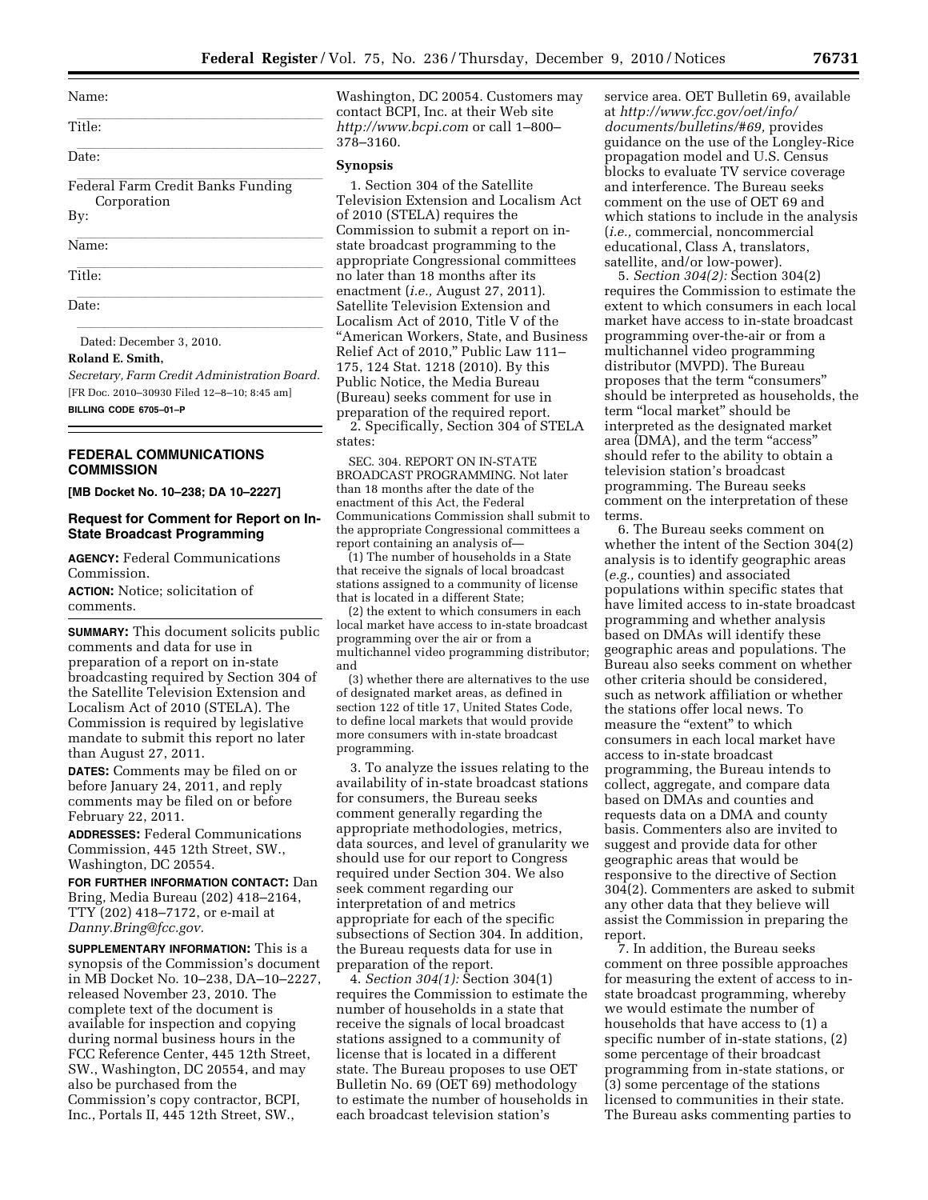Name:

Title:

Date:

Federal Farm Credit Banks Funding Corporation

By:

Name:

Title:

Date:

Dated: December 3, 2010.

**Roland E. Smith,**

*Secretary, Farm Credit Administration Board.*

[FR Doc. 2010–30930 Filed 12–8–10; 8:45 am]

**BILLING CODE 6705–01–P**

## FEDERAL COMMUNICATIONS COMMISSION

**[MB Docket No. 10–238; DA 10–2227]**

### Request for Comment for Report on In-State Broadcast Programming

**AGENCY:** Federal Communications Commission.

**ACTION:** Notice; solicitation of comments.

**SUMMARY:** This document solicits public comments and data for use in preparation of a report on in-state broadcasting required by Section 304 of the Satellite Television Extension and Localism Act of 2010 (STELA). The Commission is required by legislative mandate to submit this report no later than August 27, 2011.

**DATES:** Comments may be filed on or before January 24, 2011, and reply comments may be filed on or before February 22, 2011.

**ADDRESSES:** Federal Communications Commission, 445 12th Street, SW., Washington, DC 20554.

**FOR FURTHER INFORMATION CONTACT:** Dan Bring, Media Bureau (202) 418–2164, TTY (202) 418–7172, or e-mail at *Danny.Bring@fcc.gov.*

**SUPPLEMENTARY INFORMATION:** This is a synopsis of the Commission's document in MB Docket No. 10–238, DA–10–2227, released November 23, 2010. The complete text of the document is available for inspection and copying during normal business hours in the FCC Reference Center, 445 12th Street, SW., Washington, DC 20554, and may also be purchased from the Commission's copy contractor, BCPI, Inc., Portals II, 445 12th Street, SW., Washington, DC 20054. Customers may contact BCPI, Inc. at their Web site *http://www.bcpi.com* or call 1–800–378–3160.

#### Synopsis

1. Section 304 of the Satellite Television Extension and Localism Act of 2010 (STELA) requires the Commission to submit a report on in-state broadcast programming to the appropriate Congressional committees no later than 18 months after its enactment (*i.e.,* August 27, 2011). Satellite Television Extension and Localism Act of 2010, Title V of the "American Workers, State, and Business Relief Act of 2010," Public Law 111–175, 124 Stat. 1218 (2010). By this Public Notice, the Media Bureau (Bureau) seeks comment for use in preparation of the required report.

2. Specifically, Section 304 of STELA states:

SEC. 304. REPORT ON IN-STATE BROADCAST PROGRAMMING. Not later than 18 months after the date of the enactment of this Act, the Federal Communications Commission shall submit to the appropriate Congressional committees a report containing an analysis of—

(1) The number of households in a State that receive the signals of local broadcast stations assigned to a community of license that is located in a different State;

(2) the extent to which consumers in each local market have access to in-state broadcast programming over the air or from a multichannel video programming distributor; and

(3) whether there are alternatives to the use of designated market areas, as defined in section 122 of title 17, United States Code, to define local markets that would provide more consumers with in-state broadcast programming.

3. To analyze the issues relating to the availability of in-state broadcast stations for consumers, the Bureau seeks comment generally regarding the appropriate methodologies, metrics, data sources, and level of granularity we should use for our report to Congress required under Section 304. We also seek comment regarding our interpretation of and metrics appropriate for each of the specific subsections of Section 304. In addition, the Bureau requests data for use in preparation of the report.

4. *Section 304(1):* Section 304(1) requires the Commission to estimate the number of households in a state that receive the signals of local broadcast stations assigned to a community of license that is located in a different state. The Bureau proposes to use OET Bulletin No. 69 (OET 69) methodology to estimate the number of households in each broadcast television station's service area. OET Bulletin 69, available at *http://www.fcc.gov/oet/info/documents/bulletins/#69,* provides guidance on the use of the Longley-Rice propagation model and U.S. Census blocks to evaluate TV service coverage and interference. The Bureau seeks comment on the use of OET 69 and which stations to include in the analysis (*i.e.,* commercial, noncommercial educational, Class A, translators, satellite, and/or low-power).

5. *Section 304(2):* Section 304(2) requires the Commission to estimate the extent to which consumers in each local market have access to in-state broadcast programming over-the-air or from a multichannel video programming distributor (MVPD). The Bureau proposes that the term "consumers" should be interpreted as households, the term "local market" should be interpreted as the designated market area (DMA), and the term "access" should refer to the ability to obtain a television station's broadcast programming. The Bureau seeks comment on the interpretation of these terms.

6. The Bureau seeks comment on whether the intent of the Section 304(2) analysis is to identify geographic areas (*e.g.,* counties) and associated populations within specific states that have limited access to in-state broadcast programming and whether analysis based on DMAs will identify these geographic areas and populations. The Bureau also seeks comment on whether other criteria should be considered, such as network affiliation or whether the stations offer local news. To measure the "extent" to which consumers in each local market have access to in-state broadcast programming, the Bureau intends to collect, aggregate, and compare data based on DMAs and counties and requests data on a DMA and county basis. Commenters also are invited to suggest and provide data for other geographic areas that would be responsive to the directive of Section 304(2). Commenters are asked to submit any other data that they believe will assist the Commission in preparing the report.

7. In addition, the Bureau seeks comment on three possible approaches for measuring the extent of access to in-state broadcast programming, whereby we would estimate the number of households that have access to (1) a specific number of in-state stations, (2) some percentage of their broadcast programming from in-state stations, or (3) some percentage of the stations licensed to communities in their state. The Bureau asks commenting parties to